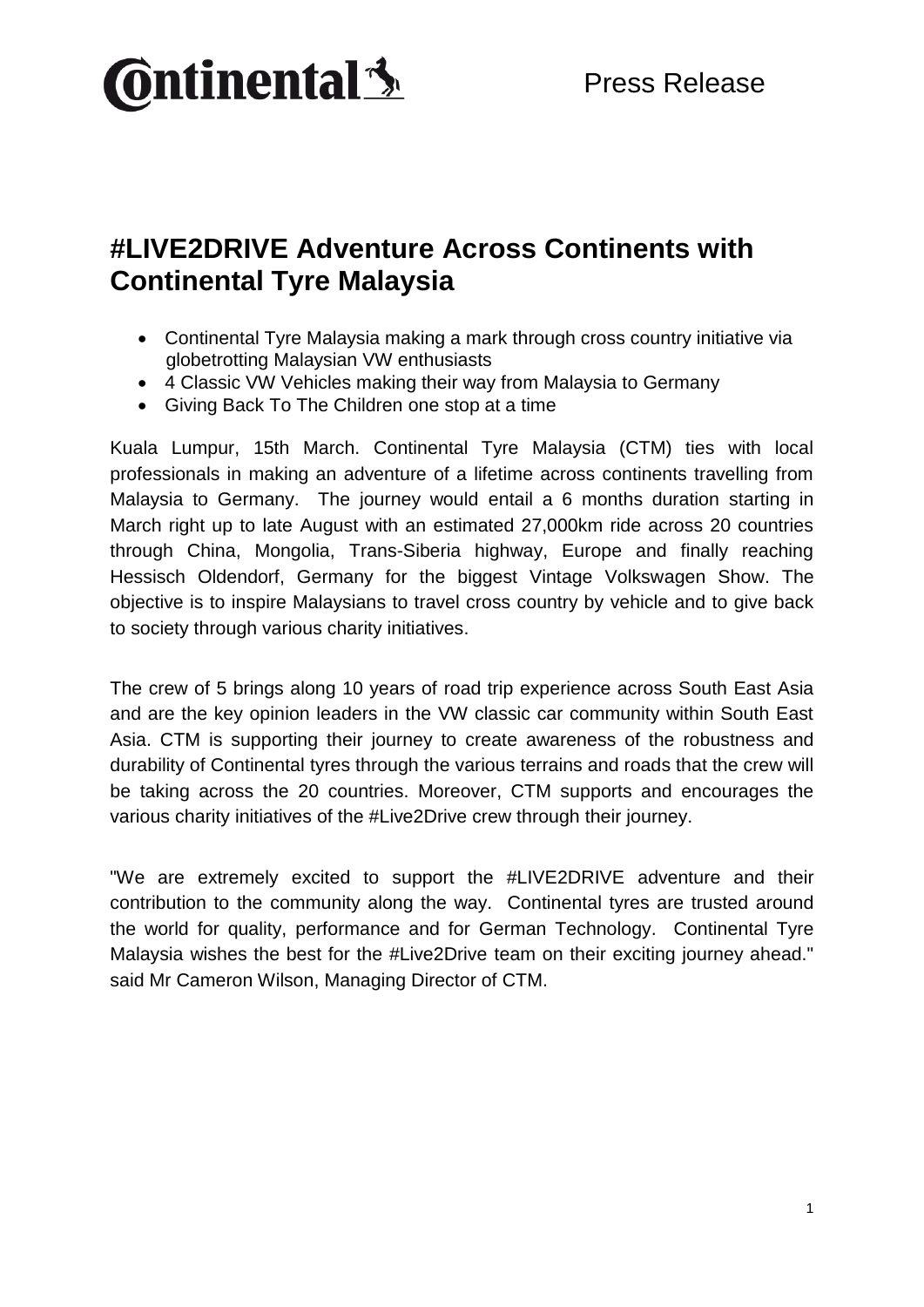Continental — Press Release

# #LIVE2DRIVE Adventure Across Continents with Continental Tyre Malaysia

- Continental Tyre Malaysia making a mark through cross country initiative via globetrotting Malaysian VW enthusiasts
- 4 Classic VW Vehicles making their way from Malaysia to Germany
- Giving Back To The Children one stop at a time

Kuala Lumpur, 15th March. Continental Tyre Malaysia (CTM) ties with local professionals in making an adventure of a lifetime across continents travelling from Malaysia to Germany. The journey would entail a 6 months duration starting in March right up to late August with an estimated 27,000km ride across 20 countries through China, Mongolia, Trans-Siberia highway, Europe and finally reaching Hessisch Oldendorf, Germany for the biggest Vintage Volkswagen Show. The objective is to inspire Malaysians to travel cross country by vehicle and to give back to society through various charity initiatives.

The crew of 5 brings along 10 years of road trip experience across South East Asia and are the key opinion leaders in the VW classic car community within South East Asia. CTM is supporting their journey to create awareness of the robustness and durability of Continental tyres through the various terrains and roads that the crew will be taking across the 20 countries. Moreover, CTM supports and encourages the various charity initiatives of the #Live2Drive crew through their journey.

"We are extremely excited to support the #LIVE2DRIVE adventure and their contribution to the community along the way. Continental tyres are trusted around the world for quality, performance and for German Technology. Continental Tyre Malaysia wishes the best for the #Live2Drive team on their exciting journey ahead." said Mr Cameron Wilson, Managing Director of CTM.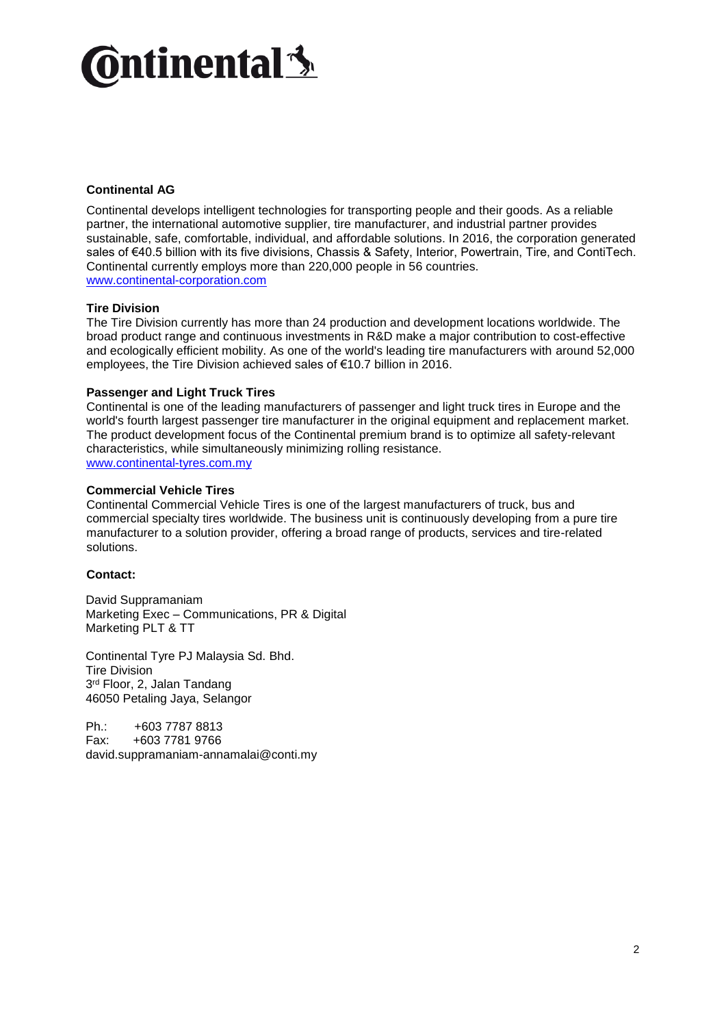**Continental AG**

Continental develops intelligent technologies for transporting people and their goods. As a reliable partner, the international automotive supplier, tire manufacturer, and industrial partner provides sustainable, safe, comfortable, individual, and affordable solutions. In 2016, the corporation generated sales of €40.5 billion with its five divisions, Chassis & Safety, Interior, Powertrain, Tire, and ContiTech. Continental currently employs more than 220,000 people in 56 countries.
www.continental-corporation.com

**Tire Division**

The Tire Division currently has more than 24 production and development locations worldwide. The broad product range and continuous investments in R&D make a major contribution to cost-effective and ecologically efficient mobility. As one of the world's leading tire manufacturers with around 52,000 employees, the Tire Division achieved sales of €10.7 billion in 2016.

**Passenger and Light Truck Tires**

Continental is one of the leading manufacturers of passenger and light truck tires in Europe and the world's fourth largest passenger tire manufacturer in the original equipment and replacement market. The product development focus of the Continental premium brand is to optimize all safety-relevant characteristics, while simultaneously minimizing rolling resistance.
www.continental-tyres.com.my

**Commercial Vehicle Tires**

Continental Commercial Vehicle Tires is one of the largest manufacturers of truck, bus and commercial specialty tires worldwide. The business unit is continuously developing from a pure tire manufacturer to a solution provider, offering a broad range of products, services and tire-related solutions.

**Contact:**

David Suppramaniam
Marketing Exec – Communications, PR & Digital
Marketing PLT & TT

Continental Tyre PJ Malaysia Sd. Bhd.
Tire Division
3rd Floor, 2, Jalan Tandang
46050 Petaling Jaya, Selangor

Ph.: +603 7787 8813
Fax: +603 7781 9766
david.suppramaniam-annamalai@conti.my